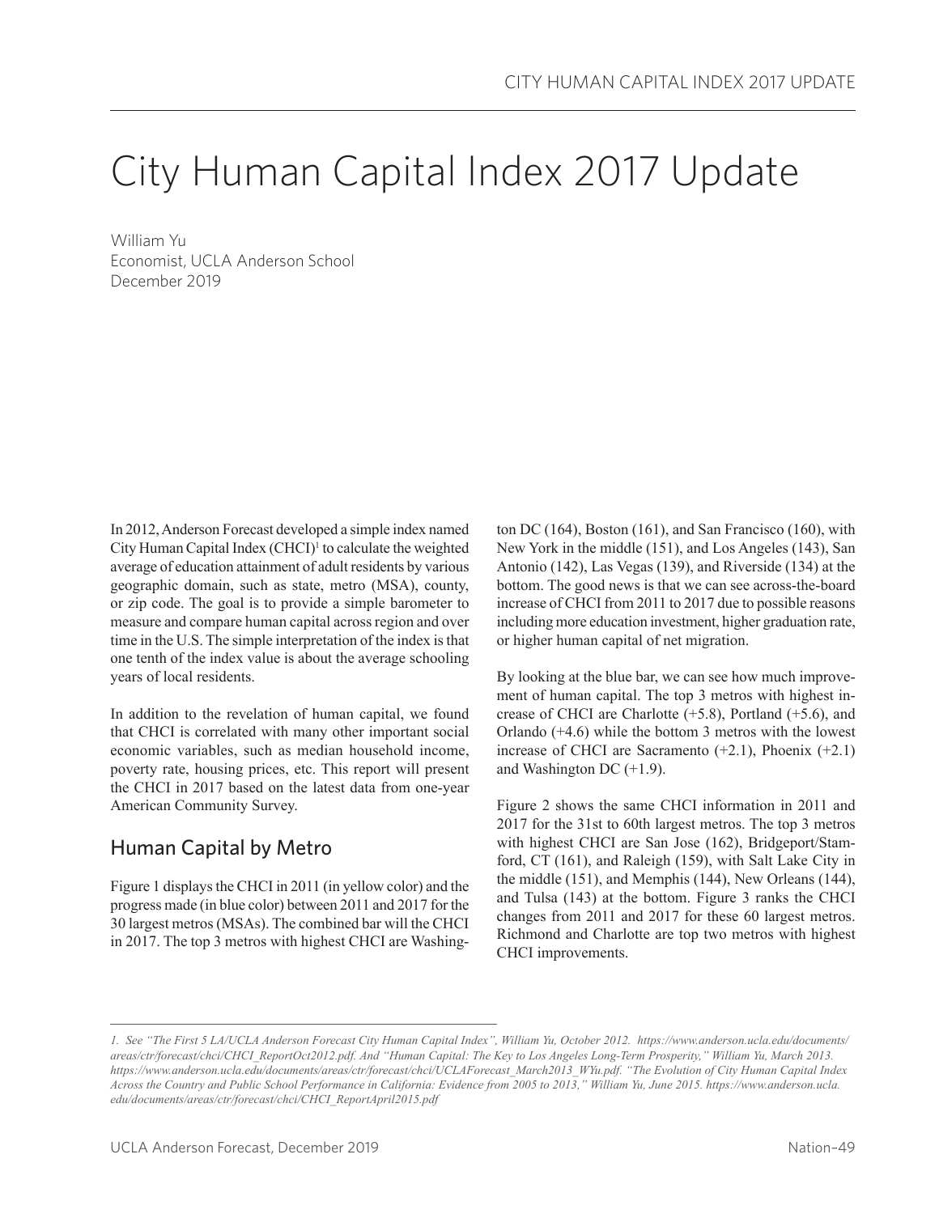# City Human Capital Index 2017 Update

William Yu
Economist, UCLA Anderson School
December 2019

In 2012, Anderson Forecast developed a simple index named City Human Capital Index (CHCI)[1] to calculate the weighted average of education attainment of adult residents by various geographic domain, such as state, metro (MSA), county, or zip code. The goal is to provide a simple barometer to measure and compare human capital across region and over time in the U.S. The simple interpretation of the index is that one tenth of the index value is about the average schooling years of local residents.

In addition to the revelation of human capital, we found that CHCI is correlated with many other important social economic variables, such as median household income, poverty rate, housing prices, etc. This report will present the CHCI in 2017 based on the latest data from one-year American Community Survey.

## Human Capital by Metro

Figure 1 displays the CHCI in 2011 (in yellow color) and the progress made (in blue color) between 2011 and 2017 for the 30 largest metros (MSAs). The combined bar will the CHCI in 2017. The top 3 metros with highest CHCI are Washington DC (164), Boston (161), and San Francisco (160), with New York in the middle (151), and Los Angeles (143), San Antonio (142), Las Vegas (139), and Riverside (134) at the bottom. The good news is that we can see across-the-board increase of CHCI from 2011 to 2017 due to possible reasons including more education investment, higher graduation rate, or higher human capital of net migration.

By looking at the blue bar, we can see how much improvement of human capital. The top 3 metros with highest increase of CHCI are Charlotte (+5.8), Portland (+5.6), and Orlando (+4.6) while the bottom 3 metros with the lowest increase of CHCI are Sacramento (+2.1), Phoenix (+2.1) and Washington DC (+1.9).

Figure 2 shows the same CHCI information in 2011 and 2017 for the 31st to 60th largest metros. The top 3 metros with highest CHCI are San Jose (162), Bridgeport/Stamford, CT (161), and Raleigh (159), with Salt Lake City in the middle (151), and Memphis (144), New Orleans (144), and Tulsa (143) at the bottom. Figure 3 ranks the CHCI changes from 2011 and 2017 for these 60 largest metros. Richmond and Charlotte are top two metros with highest CHCI improvements.

---

*1. See "The First 5 LA/UCLA Anderson Forecast City Human Capital Index", William Yu, October 2012. https://www.anderson.ucla.edu/documents/areas/ctr/forecast/chci/CHCI_ReportOct2012.pdf. And "Human Capital: The Key to Los Angeles Long-Term Prosperity," William Yu, March 2013. https://www.anderson.ucla.edu/documents/areas/ctr/forecast/chci/UCLAForecast_March2013_WYu.pdf. "The Evolution of City Human Capital Index Across the Country and Public School Performance in California: Evidence from 2005 to 2013," William Yu, June 2015. https://www.anderson.ucla.edu/documents/areas/ctr/forecast/chci/CHCI_ReportApril2015.pdf*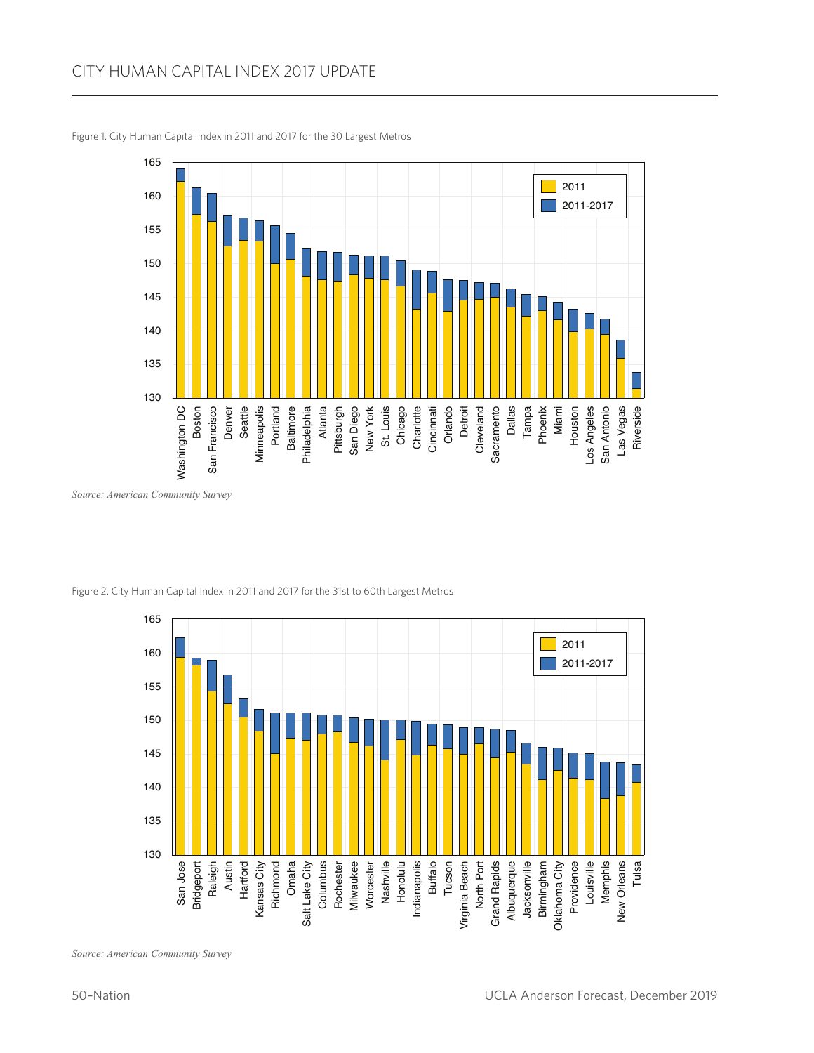Figure 1. City Human Capital Index in 2011 and 2017 for the 30 Largest Metros

*Source: American Community Survey*

Figure 2. City Human Capital Index in 2011 and 2017 for the 31st to 60th Largest Metros

*Source: American Community Survey*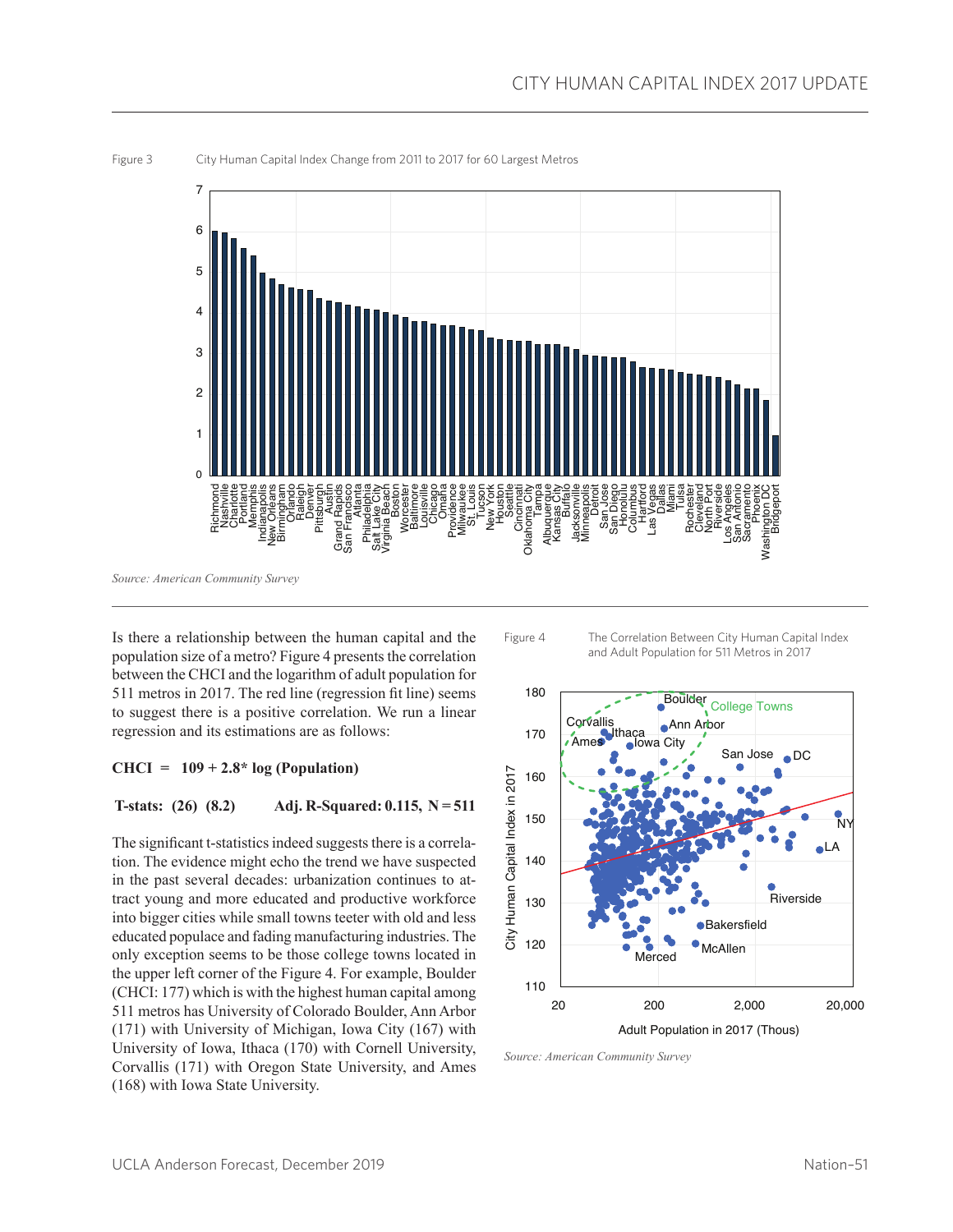Figure 3 City Human Capital Index Change from 2011 to 2017 for 60 Largest Metros

*Source: American Community Survey*

Is there a relationship between the human capital and the population size of a metro? Figure 4 presents the correlation between the CHCI and the logarithm of adult population for 511 metros in 2017. The red line (regression fit line) seems to suggest there is a positive correlation. We run a linear regression and its estimations are as follows:

**CHCI = 109 + 2.8* log (Population)**

**T-stats: (26) (8.2) Adj. R-Squared: 0.115, N = 511**

The significant t-statistics indeed suggests there is a correlation. The evidence might echo the trend we have suspected in the past several decades: urbanization continues to attract young and more educated and productive workforce into bigger cities while small towns teeter with old and less educated populace and fading manufacturing industries. The only exception seems to be those college towns located in the upper left corner of the Figure 4. For example, Boulder (CHCI: 177) which is with the highest human capital among 511 metros has University of Colorado Boulder, Ann Arbor (171) with University of Michigan, Iowa City (167) with University of Iowa, Ithaca (170) with Cornell University, Corvallis (171) with Oregon State University, and Ames (168) with Iowa State University.

Figure 4 The Correlation Between City Human Capital Index and Adult Population for 511 Metros in 2017

*Source: American Community Survey*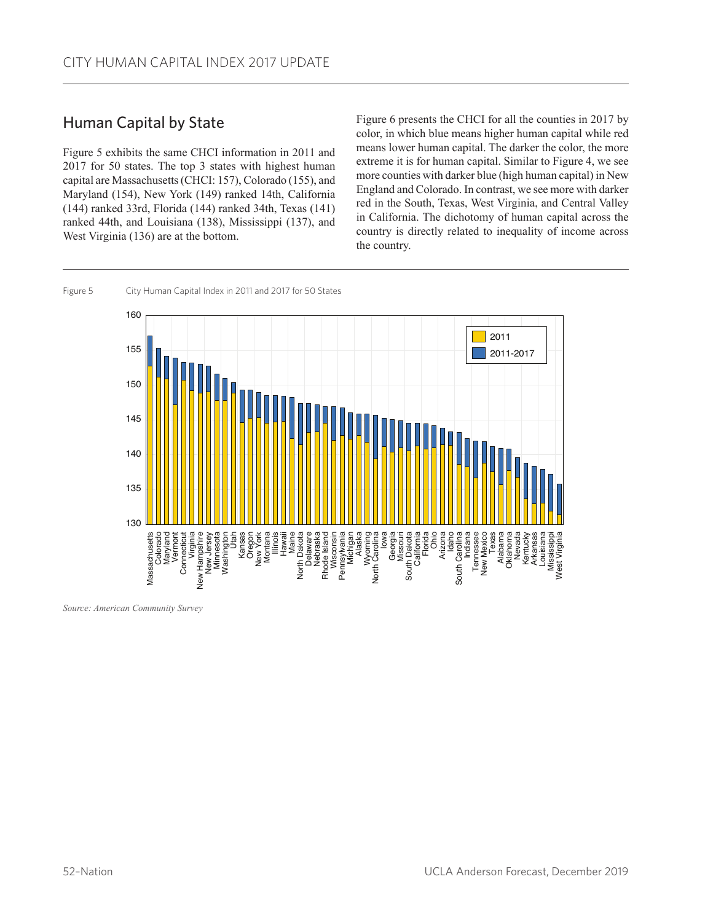## Human Capital by State

Figure 5 exhibits the same CHCI information in 2011 and 2017 for 50 states. The top 3 states with highest human capital are Massachusetts (CHCI: 157), Colorado (155), and Maryland (154), New York (149) ranked 14th, California (144) ranked 33rd, Florida (144) ranked 34th, Texas (141) ranked 44th, and Louisiana (138), Mississippi (137), and West Virginia (136) are at the bottom.

Figure 6 presents the CHCI for all the counties in 2017 by color, in which blue means higher human capital while red means lower human capital. The darker the color, the more extreme it is for human capital. Similar to Figure 4, we see more counties with darker blue (high human capital) in New England and Colorado. In contrast, we see more with darker red in the South, Texas, West Virginia, and Central Valley in California. The dichotomy of human capital across the country is directly related to inequality of income across the country.

Figure 5 City Human Capital Index in 2011 and 2017 for 50 States

*Source: American Community Survey*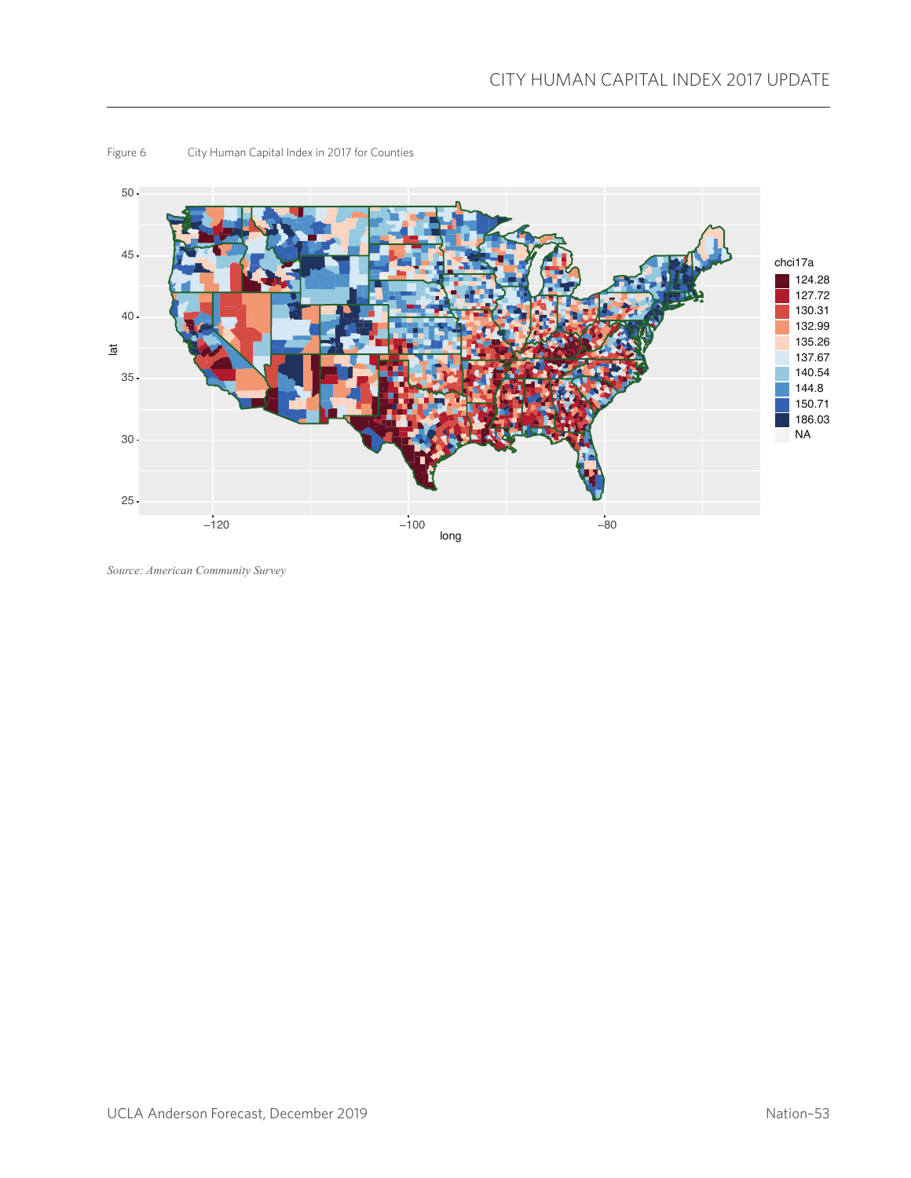Figure 6 City Human Capital Index in 2017 for Counties

*Source: American Community Survey*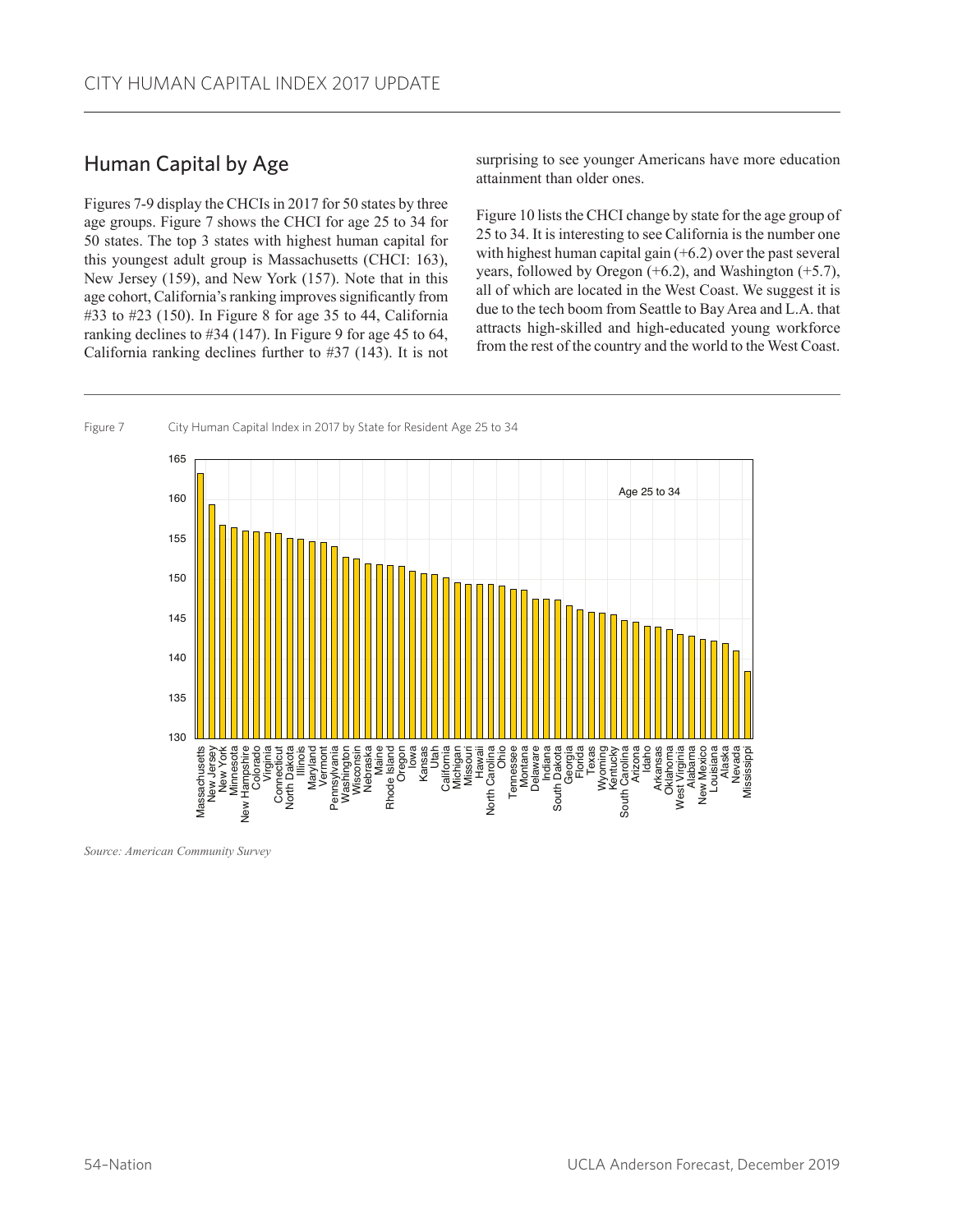## Human Capital by Age

Figures 7-9 display the CHCIs in 2017 for 50 states by three age groups. Figure 7 shows the CHCI for age 25 to 34 for 50 states. The top 3 states with highest human capital for this youngest adult group is Massachusetts (CHCI: 163), New Jersey (159), and New York (157). Note that in this age cohort, California's ranking improves significantly from #33 to #23 (150). In Figure 8 for age 35 to 44, California ranking declines to #34 (147). In Figure 9 for age 45 to 64, California ranking declines further to #37 (143). It is not surprising to see younger Americans have more education attainment than older ones.

Figure 10 lists the CHCI change by state for the age group of 25 to 34. It is interesting to see California is the number one with highest human capital gain (+6.2) over the past several years, followed by Oregon (+6.2), and Washington (+5.7), all of which are located in the West Coast. We suggest it is due to the tech boom from Seattle to Bay Area and L.A. that attracts high-skilled and high-educated young workforce from the rest of the country and the world to the West Coast.

Figure 7 City Human Capital Index in 2017 by State for Resident Age 25 to 34

*Source: American Community Survey*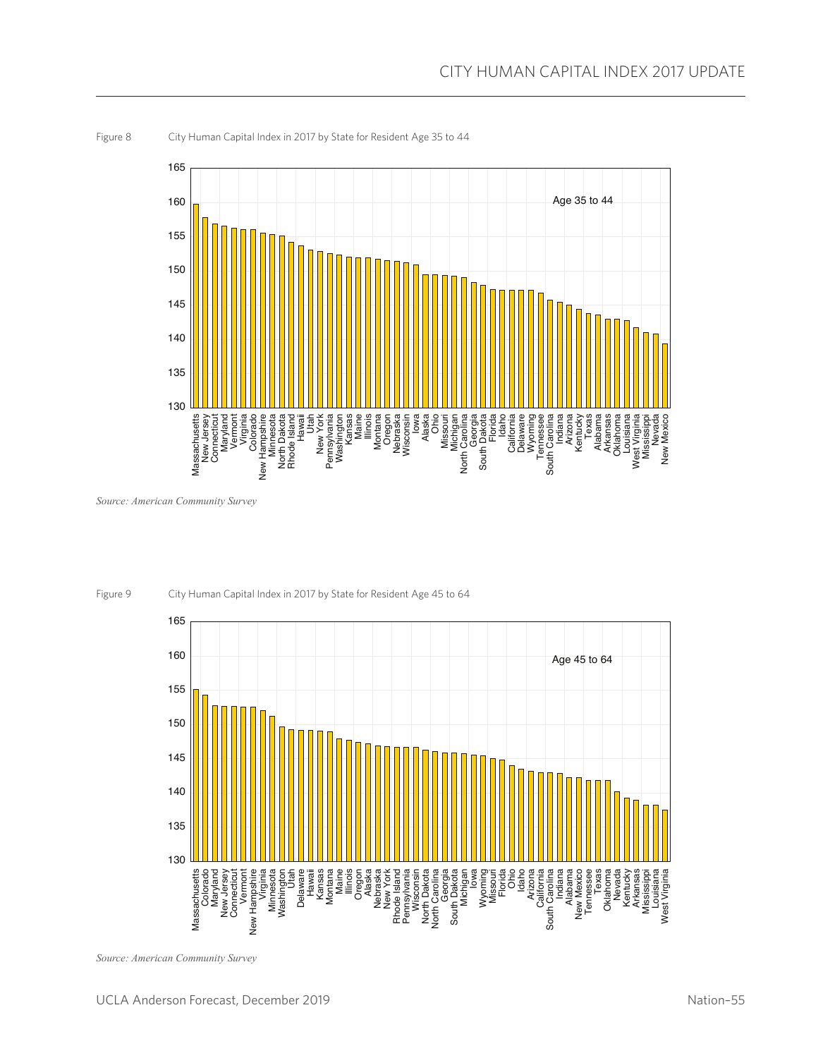Figure 8 City Human Capital Index in 2017 by State for Resident Age 35 to 44

*Source: American Community Survey*

Figure 9 City Human Capital Index in 2017 by State for Resident Age 45 to 64

*Source: American Community Survey*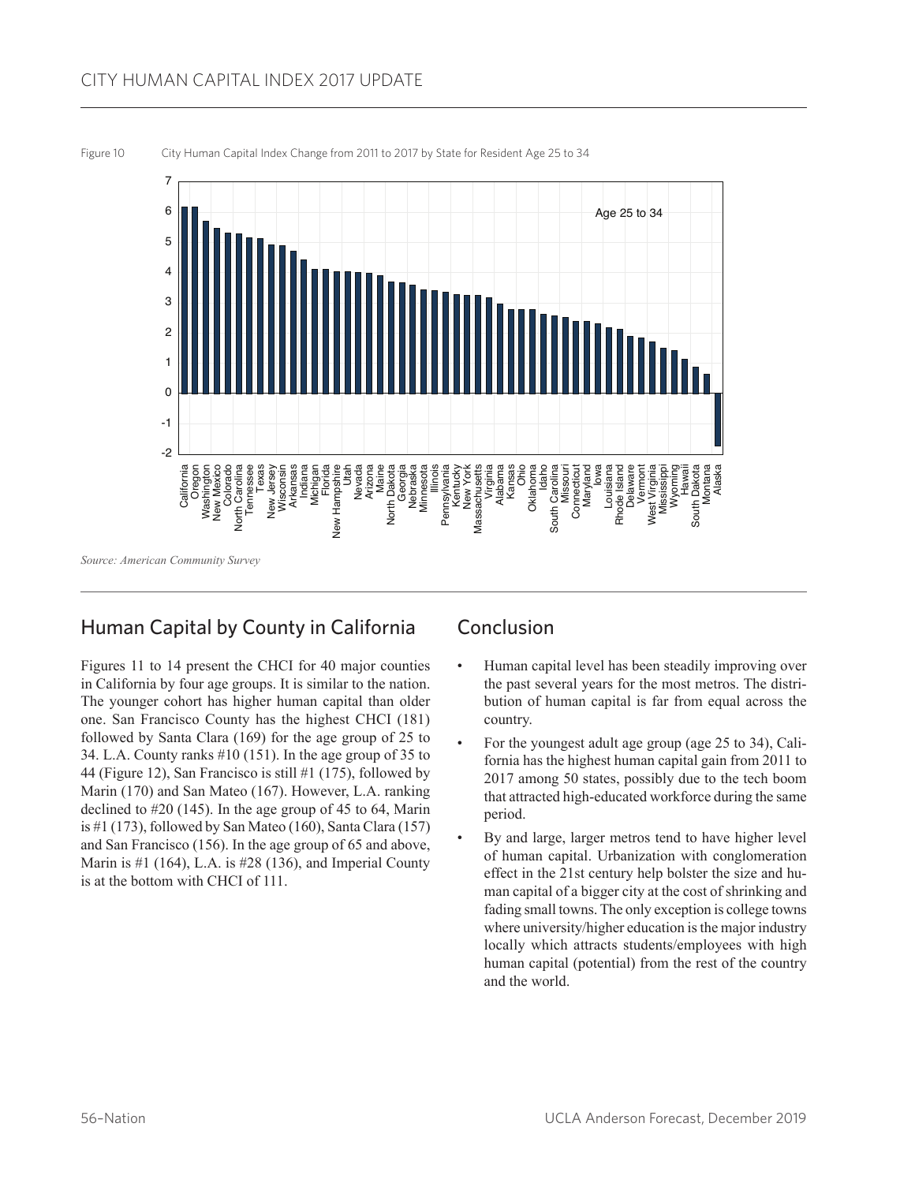Figure 10 City Human Capital Index Change from 2011 to 2017 by State for Resident Age 25 to 34

*Source: American Community Survey*

## Human Capital by County in California

Figures 11 to 14 present the CHCI for 40 major counties in California by four age groups. It is similar to the nation. The younger cohort has higher human capital than older one. San Francisco County has the highest CHCI (181) followed by Santa Clara (169) for the age group of 25 to 34. L.A. County ranks #10 (151). In the age group of 35 to 44 (Figure 12), San Francisco is still #1 (175), followed by Marin (170) and San Mateo (167). However, L.A. ranking declined to #20 (145). In the age group of 45 to 64, Marin is #1 (173), followed by San Mateo (160), Santa Clara (157) and San Francisco (156). In the age group of 65 and above, Marin is #1 (164), L.A. is #28 (136), and Imperial County is at the bottom with CHCI of 111.

## Conclusion

- Human capital level has been steadily improving over the past several years for the most metros. The distribution of human capital is far from equal across the country.
- For the youngest adult age group (age 25 to 34), California has the highest human capital gain from 2011 to 2017 among 50 states, possibly due to the tech boom that attracted high-educated workforce during the same period.
- By and large, larger metros tend to have higher level of human capital. Urbanization with conglomeration effect in the 21st century help bolster the size and human capital of a bigger city at the cost of shrinking and fading small towns. The only exception is college towns where university/higher education is the major industry locally which attracts students/employees with high human capital (potential) from the rest of the country and the world.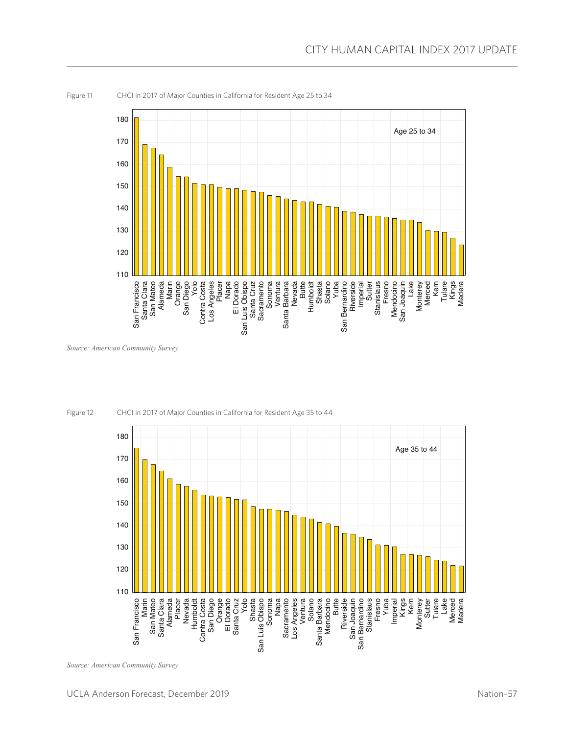Figure 11 CHCI in 2017 of Major Counties in California for Resident Age 25 to 34

*Source: American Community Survey*

Figure 12 CHCI in 2017 of Major Counties in California for Resident Age 35 to 44

*Source: American Community Survey*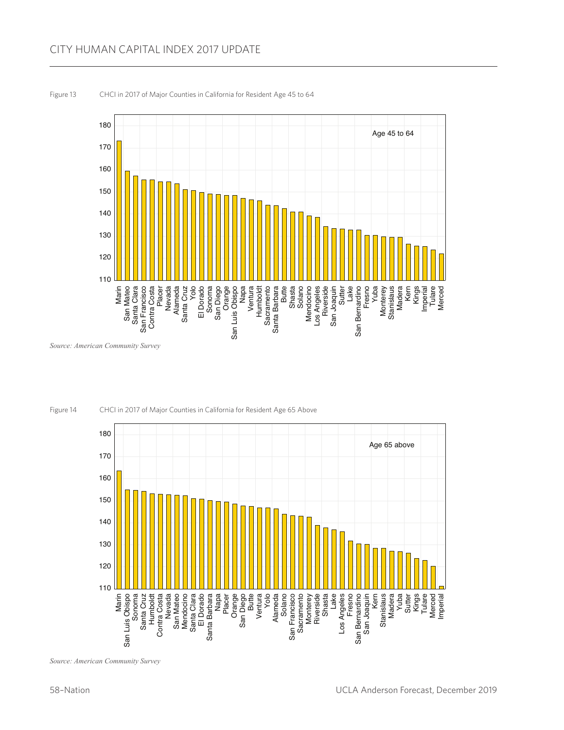Figure 13 CHCI in 2017 of Major Counties in California for Resident Age 45 to 64

Age 45 to 64

180
170
160
150
140
130
120
110

Marin, San Mateo, Santa Clara, San Francisco, Contra Costa, Placer, Nevada, Alameda, Santa Cruz, Yolo, El Dorado, Sonoma, San Diego, Orange, San Luis Obispo, Napa, Ventura, Humboldt, Sacramento, Santa Barbara, Butte, Shasta, Solano, Mendocino, Los Angeles, Riverside, San Joaquin, Sutter, Lake, San Bernardino, Fresno, Yuba, Monterey, Stanislaus, Madera, Kern, Kings, Imperial, Tulare, Merced

*Source: American Community Survey*

Figure 14 CHCI in 2017 of Major Counties in California for Resident Age 65 Above

Age 65 above

180
170
160
150
140
130
120
110

Marin, San Luis Obispo, Sonoma, Santa Cruz, Humboldt, Contra Costa, Nevada, San Mateo, Mendocino, Santa Clara, El Dorado, Santa Barbara, Napa, Placer, Orange, San Diego, Butte, Ventura, Yolo, Alameda, Solano, San Francisco, Sacramento, Monterey, Riverside, Shasta, Lake, Los Angeles, Fresno, San Bernardino, San Joaquin, Kern, Stanislaus, Madera, Yuba, Sutter, Kings, Tulare, Merced, Imperial

*Source: American Community Survey*